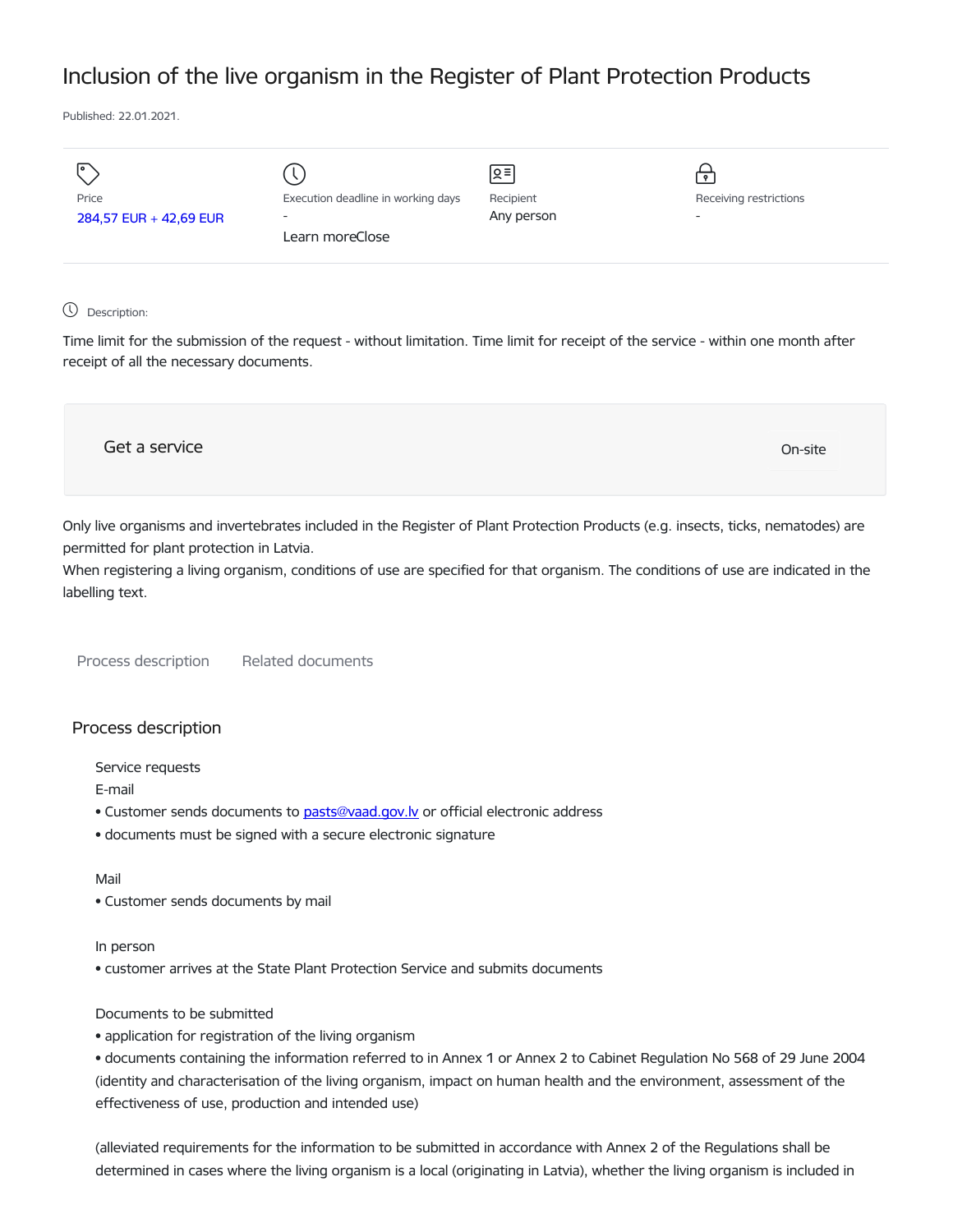# Inclusion of the live organism in the Register of Plant Protection Products

Published: 22.01.2021.

| Price | Execution deadline in working days | Recipient | Receiving restrictions |
| --- | --- | --- | --- |
| 284,57 EUR + 42,69 EUR | - | Any person | - |

Learn moreClose

Description:

Time limit for the submission of the request - without limitation. Time limit for receipt of the service - within one month after receipt of all the necessary documents.

Get a service

On-site

Only live organisms and invertebrates included in the Register of Plant Protection Products (e.g. insects, ticks, nematodes) are permitted for plant protection in Latvia.
When registering a living organism, conditions of use are specified for that organism. The conditions of use are indicated in the labelling text.

Process description    Related documents

## Process description

Service requests

E-mail

- Customer sends documents to pasts@vaad.gov.lv or official electronic address
- documents must be signed with a secure electronic signature

Mail

- Customer sends documents by mail

In person

- customer arrives at the State Plant Protection Service and submits documents

Documents to be submitted

- application for registration of the living organism
- documents containing the information referred to in Annex 1 or Annex 2 to Cabinet Regulation No 568 of 29 June 2004 (identity and characterisation of the living organism, impact on human health and the environment, assessment of the effectiveness of use, production and intended use)

(alleviated requirements for the information to be submitted in accordance with Annex 2 of the Regulations shall be determined in cases where the living organism is a local (originating in Latvia), whether the living organism is included in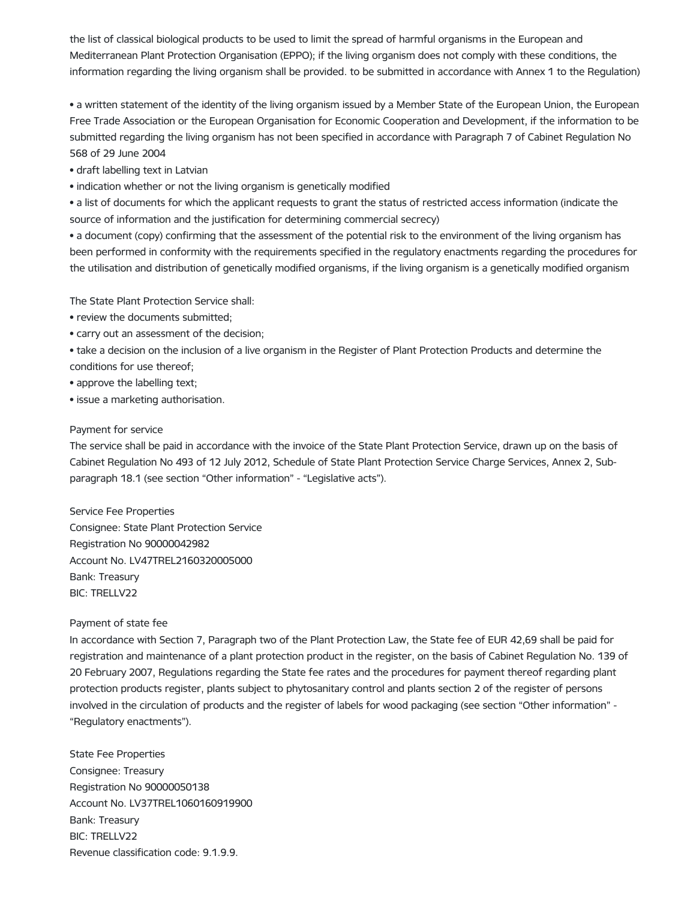the list of classical biological products to be used to limit the spread of harmful organisms in the European and Mediterranean Plant Protection Organisation (EPPO); if the living organism does not comply with these conditions, the information regarding the living organism shall be provided. to be submitted in accordance with Annex 1 to the Regulation)

- a written statement of the identity of the living organism issued by a Member State of the European Union, the European Free Trade Association or the European Organisation for Economic Cooperation and Development, if the information to be submitted regarding the living organism has not been specified in accordance with Paragraph 7 of Cabinet Regulation No 568 of 29 June 2004
- draft labelling text in Latvian
- indication whether or not the living organism is genetically modified
- a list of documents for which the applicant requests to grant the status of restricted access information (indicate the source of information and the justification for determining commercial secrecy)
- a document (copy) confirming that the assessment of the potential risk to the environment of the living organism has been performed in conformity with the requirements specified in the regulatory enactments regarding the procedures for the utilisation and distribution of genetically modified organisms, if the living organism is a genetically modified organism

The State Plant Protection Service shall:

- review the documents submitted;
- carry out an assessment of the decision;
- take a decision on the inclusion of a live organism in the Register of Plant Protection Products and determine the conditions for use thereof;
- approve the labelling text;
- issue a marketing authorisation.

Payment for service

The service shall be paid in accordance with the invoice of the State Plant Protection Service, drawn up on the basis of Cabinet Regulation No 493 of 12 July 2012, Schedule of State Plant Protection Service Charge Services, Annex 2, Sub-paragraph 18.1 (see section "Other information" - "Legislative acts").

Service Fee Properties
Consignee: State Plant Protection Service
Registration No 90000042982
Account No. LV47TREL2160320005000
Bank: Treasury
BIC: TRELLV22

Payment of state fee

In accordance with Section 7, Paragraph two of the Plant Protection Law, the State fee of EUR 42,69 shall be paid for registration and maintenance of a plant protection product in the register, on the basis of Cabinet Regulation No. 139 of 20 February 2007, Regulations regarding the State fee rates and the procedures for payment thereof regarding plant protection products register, plants subject to phytosanitary control and plants section 2 of the register of persons involved in the circulation of products and the register of labels for wood packaging (see section "Other information" - "Regulatory enactments").

State Fee Properties
Consignee: Treasury
Registration No 90000050138
Account No. LV37TREL1060160919900
Bank: Treasury
BIC: TRELLV22
Revenue classification code: 9.1.9.9.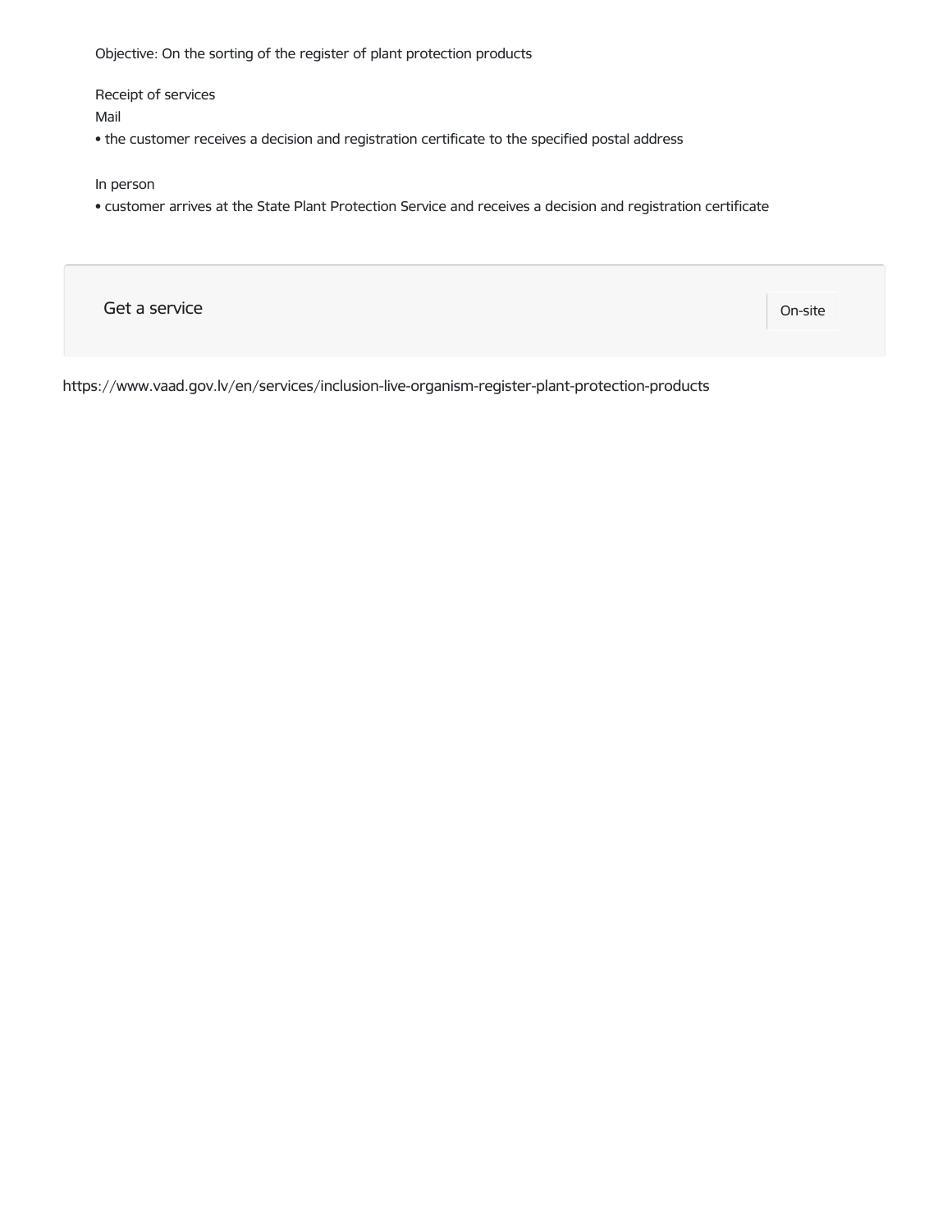Objective: On the sorting of the register of plant protection products

Receipt of services

Mail

- the customer receives a decision and registration certificate to the specified postal address

In person

- customer arrives at the State Plant Protection Service and receives a decision and registration certificate

Get a service

On-site

https://www.vaad.gov.lv/en/services/inclusion-live-organism-register-plant-protection-products